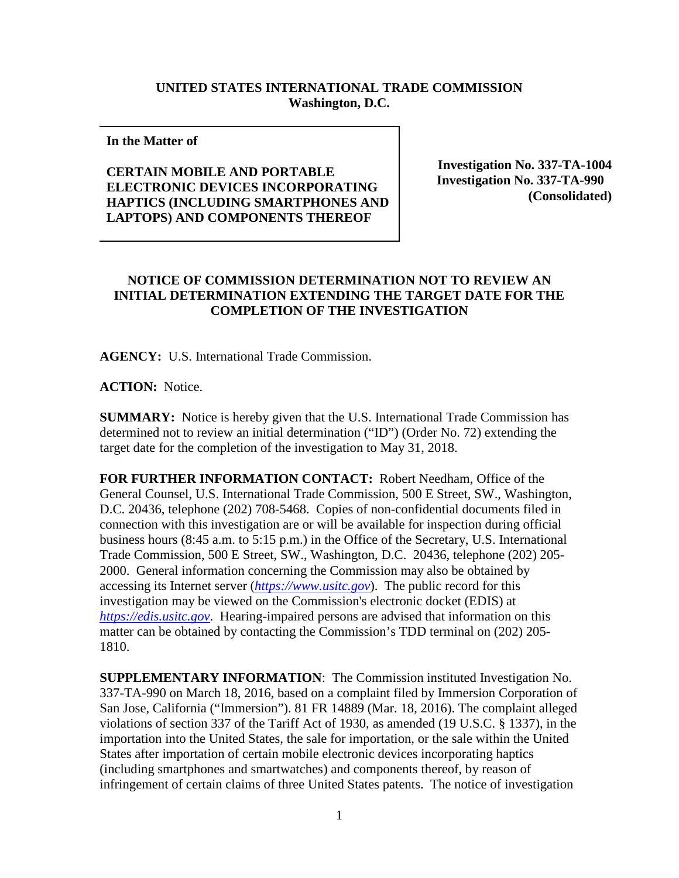**UNITED STATES INTERNATIONAL TRADE COMMISSION**
**Washington, D.C.**

| **In the Matter of** **CERTAIN MOBILE AND PORTABLE ELECTRONIC DEVICES INCORPORATING HAPTICS (INCLUDING SMARTPHONES AND LAPTOPS) AND COMPONENTS THEREOF** | **Investigation No. 337-TA-1004** **Investigation No. 337-TA-990** **(Consolidated)** |
|---|---|

## NOTICE OF COMMISSION DETERMINATION NOT TO REVIEW AN INITIAL DETERMINATION EXTENDING THE TARGET DATE FOR THE COMPLETION OF THE INVESTIGATION

**AGENCY:** U.S. International Trade Commission.

**ACTION:** Notice.

**SUMMARY:** Notice is hereby given that the U.S. International Trade Commission has determined not to review an initial determination ("ID") (Order No. 72) extending the target date for the completion of the investigation to May 31, 2018.

**FOR FURTHER INFORMATION CONTACT:** Robert Needham, Office of the General Counsel, U.S. International Trade Commission, 500 E Street, SW., Washington, D.C. 20436, telephone (202) 708-5468. Copies of non-confidential documents filed in connection with this investigation are or will be available for inspection during official business hours (8:45 a.m. to 5:15 p.m.) in the Office of the Secretary, U.S. International Trade Commission, 500 E Street, SW., Washington, D.C. 20436, telephone (202) 205-2000. General information concerning the Commission may also be obtained by accessing its Internet server (*https://www.usitc.gov*). The public record for this investigation may be viewed on the Commission's electronic docket (EDIS) at *https://edis.usitc.gov*. Hearing-impaired persons are advised that information on this matter can be obtained by contacting the Commission's TDD terminal on (202) 205-1810.

**SUPPLEMENTARY INFORMATION**: The Commission instituted Investigation No. 337-TA-990 on March 18, 2016, based on a complaint filed by Immersion Corporation of San Jose, California ("Immersion"). 81 FR 14889 (Mar. 18, 2016). The complaint alleged violations of section 337 of the Tariff Act of 1930, as amended (19 U.S.C. § 1337), in the importation into the United States, the sale for importation, or the sale within the United States after importation of certain mobile electronic devices incorporating haptics (including smartphones and smartwatches) and components thereof, by reason of infringement of certain claims of three United States patents. The notice of investigation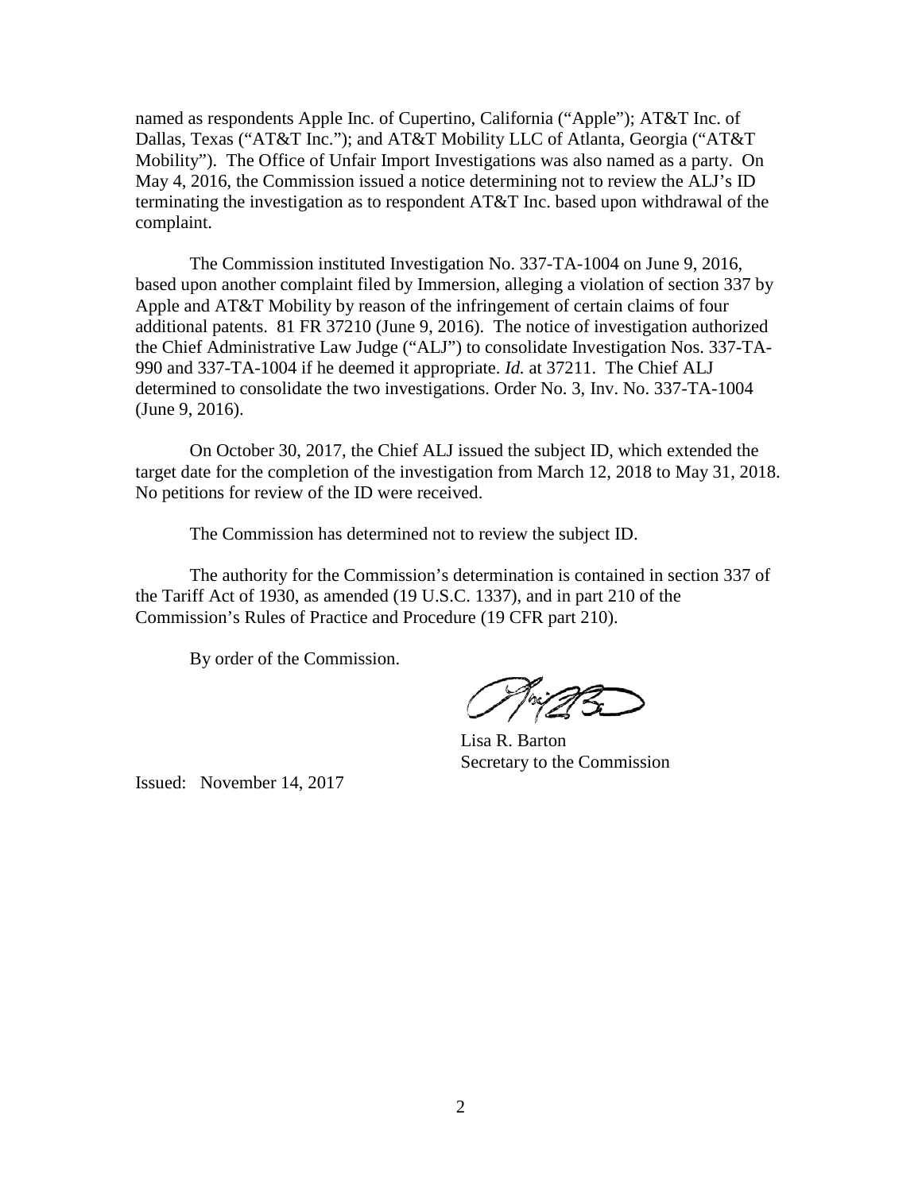named as respondents Apple Inc. of Cupertino, California ("Apple"); AT&T Inc. of Dallas, Texas ("AT&T Inc."); and AT&T Mobility LLC of Atlanta, Georgia ("AT&T Mobility"). The Office of Unfair Import Investigations was also named as a party. On May 4, 2016, the Commission issued a notice determining not to review the ALJ's ID terminating the investigation as to respondent AT&T Inc. based upon withdrawal of the complaint.

The Commission instituted Investigation No. 337-TA-1004 on June 9, 2016, based upon another complaint filed by Immersion, alleging a violation of section 337 by Apple and AT&T Mobility by reason of the infringement of certain claims of four additional patents. 81 FR 37210 (June 9, 2016). The notice of investigation authorized the Chief Administrative Law Judge ("ALJ") to consolidate Investigation Nos. 337-TA-990 and 337-TA-1004 if he deemed it appropriate. *Id.* at 37211. The Chief ALJ determined to consolidate the two investigations. Order No. 3, Inv. No. 337-TA-1004 (June 9, 2016).

On October 30, 2017, the Chief ALJ issued the subject ID, which extended the target date for the completion of the investigation from March 12, 2018 to May 31, 2018. No petitions for review of the ID were received.

The Commission has determined not to review the subject ID.

The authority for the Commission's determination is contained in section 337 of the Tariff Act of 1930, as amended (19 U.S.C. 1337), and in part 210 of the Commission's Rules of Practice and Procedure (19 CFR part 210).

By order of the Commission.

Lisa R. Barton
Secretary to the Commission

Issued: November 14, 2017